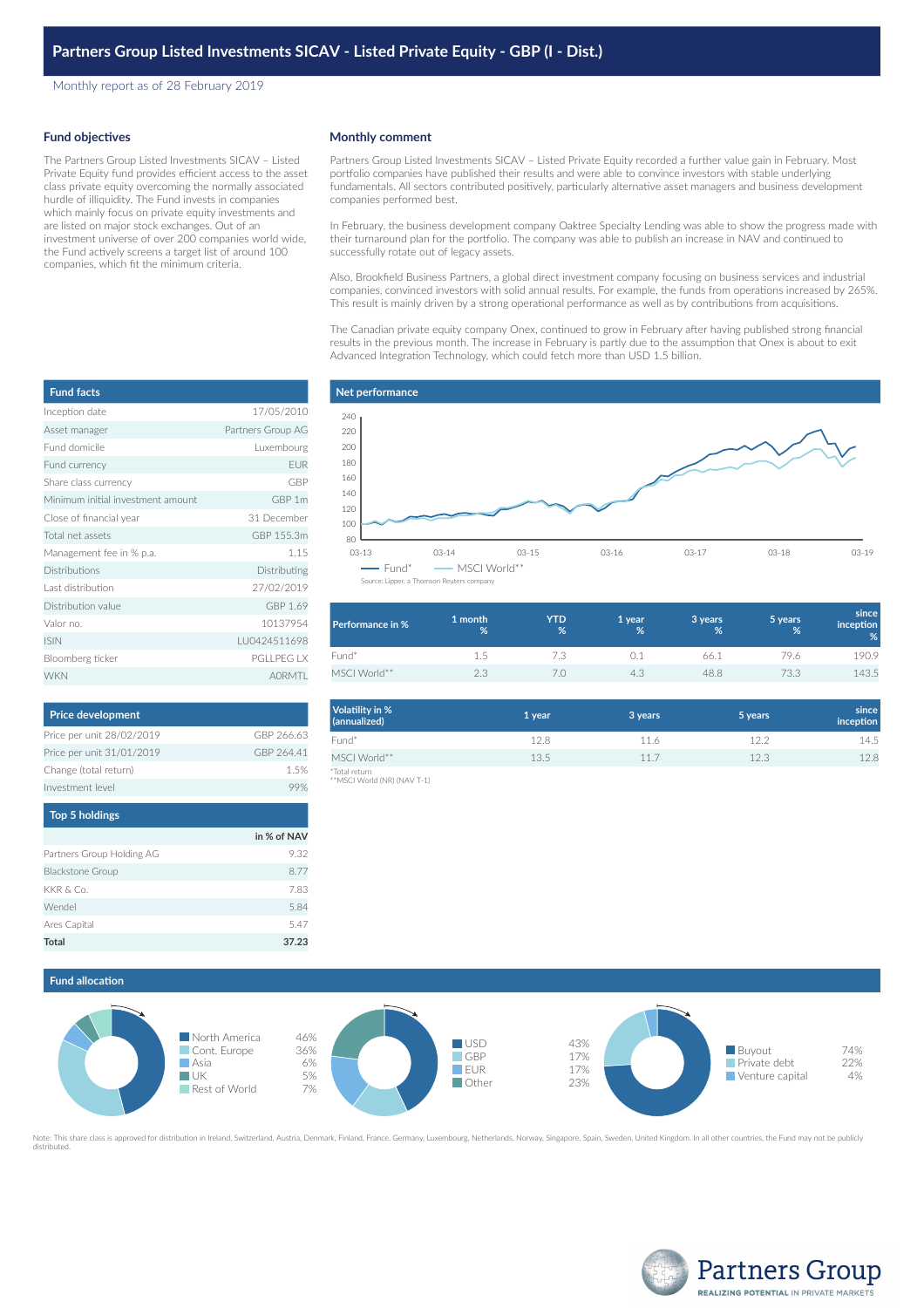# Partners Group Listed Investments SICAV - Listed Private Equity - GBP (I - Dist.)

Monthly report as of 28 February 2019

## Fund objectives

The Partners Group Listed Investments SICAV – Listed Private Equity fund provides efficient access to the asset class private equity overcoming the normally associated hurdle of illiquidity. The Fund invests in companies which mainly focus on private equity investments and are listed on major stock exchanges. Out of an investment universe of over 200 companies world wide, the Fund actively screens a target list of around 100 companies, which fit the minimum criteria.

## Monthly comment

Partners Group Listed Investments SICAV – Listed Private Equity recorded a further value gain in February. Most portfolio companies have published their results and were able to convince investors with stable underlying fundamentals. All sectors contributed positively, particularly alternative asset managers and business development companies performed best.

In February, the business development company Oaktree Specialty Lending was able to show the progress made with their turnaround plan for the portfolio. The company was able to publish an increase in NAV and continued to successfully rotate out of legacy assets.

Also, Brookfield Business Partners, a global direct investment company focusing on business services and industrial companies, convinced investors with solid annual results. For example, the funds from operations increased by 265%. This result is mainly driven by a strong operational performance as well as by contributions from acquisitions.

The Canadian private equity company Onex, continued to grow in February after having published strong financial results in the previous month. The increase in February is partly due to the assumption that Onex is about to exit Advanced Integration Technology, which could fetch more than USD 1.5 billion.

## Fund facts

| Fund facts | |
|---|---|
| Inception date | 17/05/2010 |
| Asset manager | Partners Group AG |
| Fund domicile | Luxembourg |
| Fund currency | EUR |
| Share class currency | GBP |
| Minimum initial investment amount | GBP 1m |
| Close of financial year | 31 December |
| Total net assets | GBP 155.3m |
| Management fee in % p.a. | 1.15 |
| Distributions | Distributing |
| Last distribution | 27/02/2019 |
| Distribution value | GBP 1.69 |
| Valor no. | 10137954 |
| ISIN | LU0424511698 |
| Bloomberg ticker | PGLLPEG LX |
| WKN | A0RMTL |

## Net performance

Fund* — MSCI World**

Source: Lipper, a Thomson Reuters company

| Performance in % | 1 month % | YTD % | 1 year % | 3 years % | 5 years % | since inception % |
|---|---|---|---|---|---|---|
| Fund* | 1.5 | 7.3 | 0.1 | 66.1 | 79.6 | 190.9 |
| MSCI World** | 2.3 | 7.0 | 4.3 | 48.8 | 73.3 | 143.5 |

| Volatility in % (annualized) | 1 year | 3 years | 5 years | since inception |
|---|---|---|---|---|
| Fund* | 12.8 | 11.6 | 12.2 | 14.5 |
| MSCI World** | 13.5 | 11.7 | 12.3 | 12.8 |

*Total return
**MSCI World (NR) (NAV T-1)

## Price development

| Price development | |
|---|---|
| Price per unit 28/02/2019 | GBP 266.63 |
| Price per unit 31/01/2019 | GBP 264.41 |
| Change (total return) | 1.5% |
| Investment level | 99% |

## Top 5 holdings

| | in % of NAV |
|---|---|
| Partners Group Holding AG | 9.32 |
| Blackstone Group | 8.77 |
| KKR & Co. | 7.83 |
| Wendel | 5.84 |
| Ares Capital | 5.47 |
| **Total** | **37.23** |

## Fund allocation

| Region | % |
|---|---|
| North America | 46% |
| Cont. Europe | 36% |
| Asia | 6% |
| UK | 5% |
| Rest of World | 7% |

| Currency | % |
|---|---|
| USD | 43% |
| GBP | 17% |
| EUR | 17% |
| Other | 23% |

| Investment type | % |
|---|---|
| Buyout | 74% |
| Private debt | 22% |
| Venture capital | 4% |

Note: This share class is approved for distribution in Ireland, Switzerland, Austria, Denmark, Finland, France, Germany, Luxembourg, Netherlands, Norway, Singapore, Spain, Sweden, United Kingdom. In all other countries, the Fund may not be publicly distributed.

Partners Group
REALIZING POTENTIAL IN PRIVATE MARKETS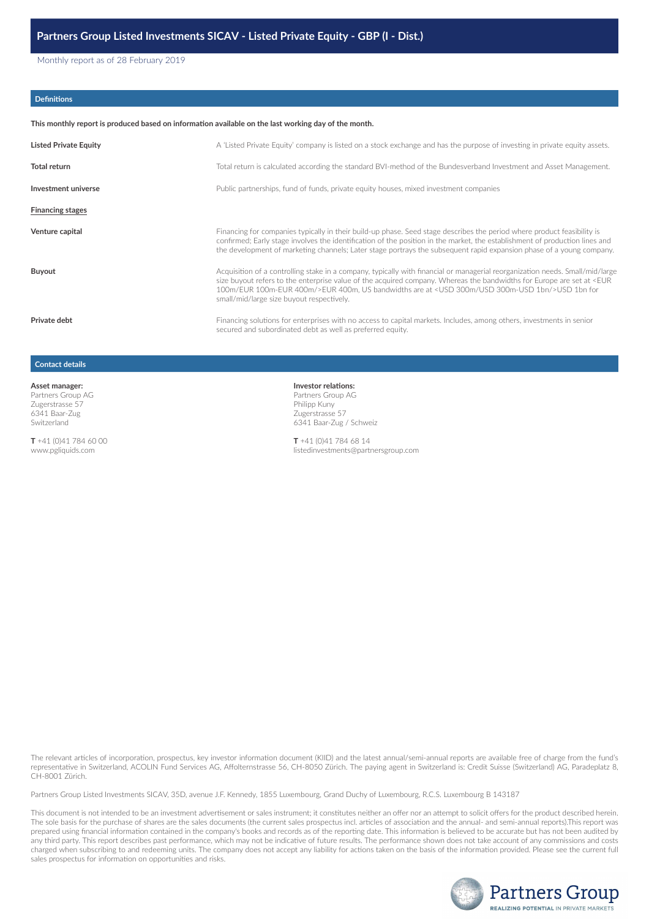# Partners Group Listed Investments SICAV - Listed Private Equity - GBP (I - Dist.)

Monthly report as of 28 February 2019

## Definitions

**This monthly report is produced based on information available on the last working day of the month.**

| | |
|---|---|
| **Listed Private Equity** | A 'Listed Private Equity' company is listed on a stock exchange and has the purpose of investing in private equity assets. |
| **Total return** | Total return is calculated according the standard BVI-method of the Bundesverband Investment and Asset Management. |
| **Investment universe** | Public partnerships, fund of funds, private equity houses, mixed investment companies |
| **Financing stages** | |
| **Venture capital** | Financing for companies typically in their build-up phase. Seed stage describes the period where product feasibility is confirmed; Early stage involves the identification of the position in the market, the establishment of production lines and the development of marketing channels; Later stage portrays the subsequent rapid expansion phase of a young company. |
| **Buyout** | Acquisition of a controlling stake in a company, typically with financial or managerial reorganization needs. Small/mid/large size buyout refers to the enterprise value of the acquired company. Whereas the bandwidths for Europe are set at <EUR 100m/EUR 100m-EUR 400m/>EUR 400m, US bandwidths are at <USD 300m/USD 300m-USD 1bn/>USD 1bn for small/mid/large size buyout respectively. |
| **Private debt** | Financing solutions for enterprises with no access to capital markets. Includes, among others, investments in senior secured and subordinated debt as well as preferred equity. |

## Contact details

**Asset manager:**
Partners Group AG
Zugerstrasse 57
6341 Baar-Zug
Switzerland

**T** +41 (0)41 784 60 00
www.pgliquids.com

**Investor relations:**
Partners Group AG
Philipp Kuny
Zugerstrasse 57
6341 Baar-Zug / Schweiz

**T** +41 (0)41 784 68 14
listedinvestments@partnersgroup.com

The relevant articles of incorporation, prospectus, key investor information document (KIID) and the latest annual/semi-annual reports are available free of charge from the fund's representative in Switzerland, ACOLIN Fund Services AG, Affolternstrasse 56, CH-8050 Zürich. The paying agent in Switzerland is: Credit Suisse (Switzerland) AG, Paradeplatz 8, CH-8001 Zürich.

Partners Group Listed Investments SICAV, 35D, avenue J.F. Kennedy, 1855 Luxembourg, Grand Duchy of Luxembourg, R.C.S. Luxembourg B 143187

This document is not intended to be an investment advertisement or sales instrument; it constitutes neither an offer nor an attempt to solicit offers for the product described herein. The sole basis for the purchase of shares are the sales documents (the current sales prospectus incl. articles of association and the annual- and semi-annual reports).This report was prepared using financial information contained in the company's books and records as of the reporting date. This information is believed to be accurate but has not been audited by any third party. This report describes past performance, which may not be indicative of future results. The performance shown does not take account of any commissions and costs charged when subscribing to and redeeming units. The company does not accept any liability for actions taken on the basis of the information provided. Please see the current full sales prospectus for information on opportunities and risks.

Partners Group
REALIZING POTENTIAL IN PRIVATE MARKETS